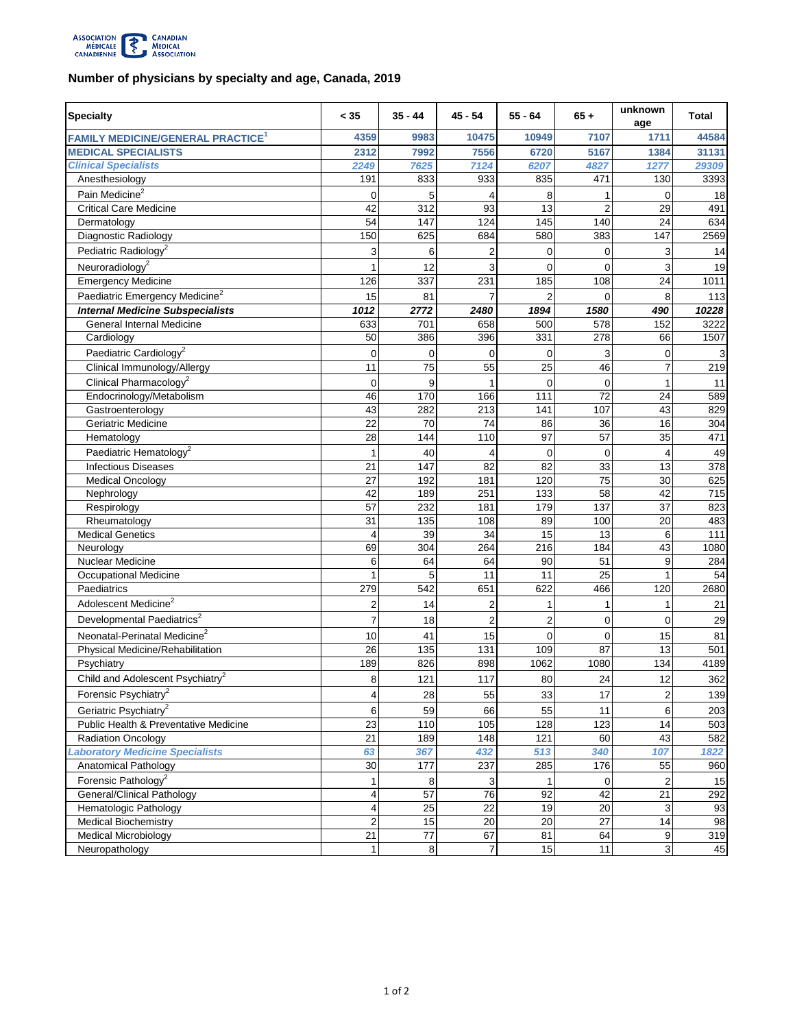## Number of physicians by specialty and age, Canada, 2019

| Specialty | < 35 | 35 - 44 | 45 - 54 | 55 - 64 | 65 + | unknown age | Total |
|---|---|---|---|---|---|---|---|
| **FAMILY MEDICINE/GENERAL PRACTICE[1]** | **4359** | **9983** | **10475** | **10949** | **7107** | **1711** | **44584** |
| **MEDICAL SPECIALISTS** | **2312** | **7992** | **7556** | **6720** | **5167** | **1384** | **31131** |
| ***Clinical Specialists*** | ***2249*** | ***7625*** | ***7124*** | ***6207*** | ***4827*** | ***1277*** | ***29309*** |
| Anesthesiology | 191 | 833 | 933 | 835 | 471 | 130 | 3393 |
| Pain Medicine[2] | 0 | 5 | 4 | 8 | 1 | 0 | 18 |
| Critical Care Medicine | 42 | 312 | 93 | 13 | 2 | 29 | 491 |
| Dermatology | 54 | 147 | 124 | 145 | 140 | 24 | 634 |
| Diagnostic Radiology | 150 | 625 | 684 | 580 | 383 | 147 | 2569 |
| Pediatric Radiology[2] | 3 | 6 | 2 | 0 | 0 | 3 | 14 |
| Neuroradiology[2] | 1 | 12 | 3 | 0 | 0 | 3 | 19 |
| Emergency Medicine | 126 | 337 | 231 | 185 | 108 | 24 | 1011 |
| Paediatric Emergency Medicine[2] | 15 | 81 | 7 | 2 | 0 | 8 | 113 |
| ***Internal Medicine Subspecialists*** | ***1012*** | ***2772*** | ***2480*** | ***1894*** | ***1580*** | ***490*** | ***10228*** |
| General Internal Medicine | 633 | 701 | 658 | 500 | 578 | 152 | 3222 |
| Cardiology | 50 | 386 | 396 | 331 | 278 | 66 | 1507 |
| Paediatric Cardiology[2] | 0 | 0 | 0 | 0 | 3 | 0 | 3 |
| Clinical Immunology/Allergy | 11 | 75 | 55 | 25 | 46 | 7 | 219 |
| Clinical Pharmacology[2] | 0 | 9 | 1 | 0 | 0 | 1 | 11 |
| Endocrinology/Metabolism | 46 | 170 | 166 | 111 | 72 | 24 | 589 |
| Gastroenterology | 43 | 282 | 213 | 141 | 107 | 43 | 829 |
| Geriatric Medicine | 22 | 70 | 74 | 86 | 36 | 16 | 304 |
| Hematology | 28 | 144 | 110 | 97 | 57 | 35 | 471 |
| Paediatric Hematology[2] | 1 | 40 | 4 | 0 | 0 | 4 | 49 |
| Infectious Diseases | 21 | 147 | 82 | 82 | 33 | 13 | 378 |
| Medical Oncology | 27 | 192 | 181 | 120 | 75 | 30 | 625 |
| Nephrology | 42 | 189 | 251 | 133 | 58 | 42 | 715 |
| Respirology | 57 | 232 | 181 | 179 | 137 | 37 | 823 |
| Rheumatology | 31 | 135 | 108 | 89 | 100 | 20 | 483 |
| Medical Genetics | 4 | 39 | 34 | 15 | 13 | 6 | 111 |
| Neurology | 69 | 304 | 264 | 216 | 184 | 43 | 1080 |
| Nuclear Medicine | 6 | 64 | 64 | 90 | 51 | 9 | 284 |
| Occupational Medicine | 1 | 5 | 11 | 11 | 25 | 1 | 54 |
| Paediatrics | 279 | 542 | 651 | 622 | 466 | 120 | 2680 |
| Adolescent Medicine[2] | 2 | 14 | 2 | 1 | 1 | 1 | 21 |
| Developmental Paediatrics[2] | 7 | 18 | 2 | 2 | 0 | 0 | 29 |
| Neonatal-Perinatal Medicine[2] | 10 | 41 | 15 | 0 | 0 | 15 | 81 |
| Physical Medicine/Rehabilitation | 26 | 135 | 131 | 109 | 87 | 13 | 501 |
| Psychiatry | 189 | 826 | 898 | 1062 | 1080 | 134 | 4189 |
| Child and Adolescent Psychiatry[2] | 8 | 121 | 117 | 80 | 24 | 12 | 362 |
| Forensic Psychiatry[2] | 4 | 28 | 55 | 33 | 17 | 2 | 139 |
| Geriatric Psychiatry[2] | 6 | 59 | 66 | 55 | 11 | 6 | 203 |
| Public Health & Preventative Medicine | 23 | 110 | 105 | 128 | 123 | 14 | 503 |
| Radiation Oncology | 21 | 189 | 148 | 121 | 60 | 43 | 582 |
| ***Laboratory Medicine Specialists*** | ***63*** | ***367*** | ***432*** | ***513*** | ***340*** | ***107*** | ***1822*** |
| Anatomical Pathology | 30 | 177 | 237 | 285 | 176 | 55 | 960 |
| Forensic Pathology[2] | 1 | 8 | 3 | 1 | 0 | 2 | 15 |
| General/Clinical Pathology | 4 | 57 | 76 | 92 | 42 | 21 | 292 |
| Hematologic Pathology | 4 | 25 | 22 | 19 | 20 | 3 | 93 |
| Medical Biochemistry | 2 | 15 | 20 | 20 | 27 | 14 | 98 |
| Medical Microbiology | 21 | 77 | 67 | 81 | 64 | 9 | 319 |
| Neuropathology | 1 | 8 | 7 | 15 | 11 | 3 | 45 |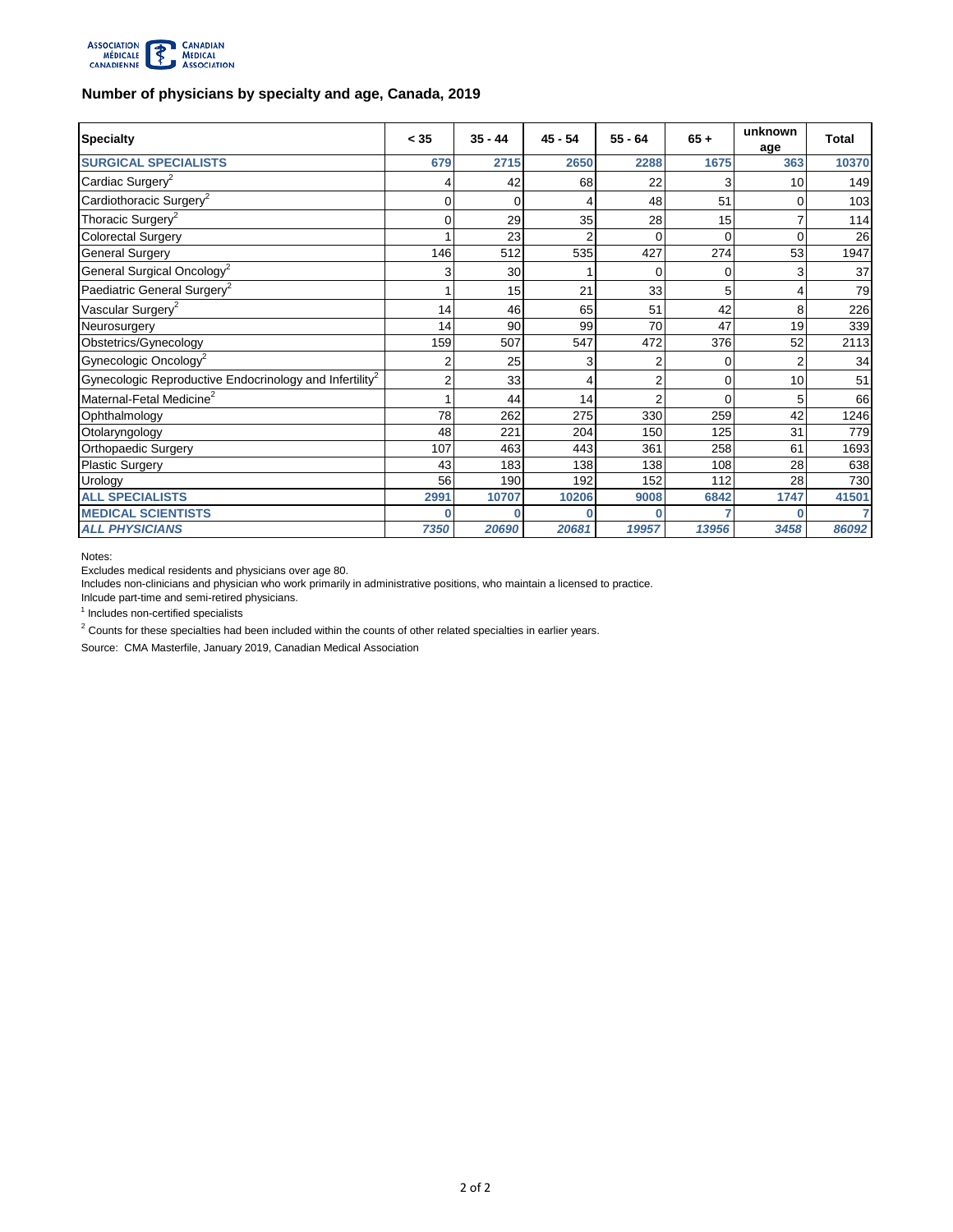ASSOCIATION MÉDICALE CANADIENNE | CANADIAN MEDICAL ASSOCIATION

## Number of physicians by specialty and age, Canada, 2019

| Specialty | < 35 | 35 - 44 | 45 - 54 | 55 - 64 | 65 + | unknown age | Total |
|---|---|---|---|---|---|---|---|
| **SURGICAL SPECIALISTS** | **679** | **2715** | **2650** | **2288** | **1675** | **363** | **10370** |
| Cardiac Surgery[2] | 4 | 42 | 68 | 22 | 3 | 10 | 149 |
| Cardiothoracic Surgery[2] | 0 | 0 | 4 | 48 | 51 | 0 | 103 |
| Thoracic Surgery[2] | 0 | 29 | 35 | 28 | 15 | 7 | 114 |
| Colorectal Surgery | 1 | 23 | 2 | 0 | 0 | 0 | 26 |
| General Surgery | 146 | 512 | 535 | 427 | 274 | 53 | 1947 |
| General Surgical Oncology[2] | 3 | 30 | 1 | 0 | 0 | 3 | 37 |
| Paediatric General Surgery[2] | 1 | 15 | 21 | 33 | 5 | 4 | 79 |
| Vascular Surgery[2] | 14 | 46 | 65 | 51 | 42 | 8 | 226 |
| Neurosurgery | 14 | 90 | 99 | 70 | 47 | 19 | 339 |
| Obstetrics/Gynecology | 159 | 507 | 547 | 472 | 376 | 52 | 2113 |
| Gynecologic Oncology[2] | 2 | 25 | 3 | 2 | 0 | 2 | 34 |
| Gynecologic Reproductive Endocrinology and Infertility[2] | 2 | 33 | 4 | 2 | 0 | 10 | 51 |
| Maternal-Fetal Medicine[2] | 1 | 44 | 14 | 2 | 0 | 5 | 66 |
| Ophthalmology | 78 | 262 | 275 | 330 | 259 | 42 | 1246 |
| Otolaryngology | 48 | 221 | 204 | 150 | 125 | 31 | 779 |
| Orthopaedic Surgery | 107 | 463 | 443 | 361 | 258 | 61 | 1693 |
| Plastic Surgery | 43 | 183 | 138 | 138 | 108 | 28 | 638 |
| Urology | 56 | 190 | 192 | 152 | 112 | 28 | 730 |
| **ALL SPECIALISTS** | **2991** | **10707** | **10206** | **9008** | **6842** | **1747** | **41501** |
| **MEDICAL SCIENTISTS** | **0** | **0** | **0** | **0** | **7** | **0** | **7** |
| ***ALL PHYSICIANS*** | ***7350*** | ***20690*** | ***20681*** | ***19957*** | ***13956*** | ***3458*** | ***86092*** |

Notes:

Excludes medical residents and physicians over age 80.

Includes non-clinicians and physician who work primarily in administrative positions, who maintain a licensed to practice.

Inlcude part-time and semi-retired physicians.

[1] Includes non-certified specialists

[2] Counts for these specialties had been included within the counts of other related specialties in earlier years.

Source: CMA Masterfile, January 2019, Canadian Medical Association